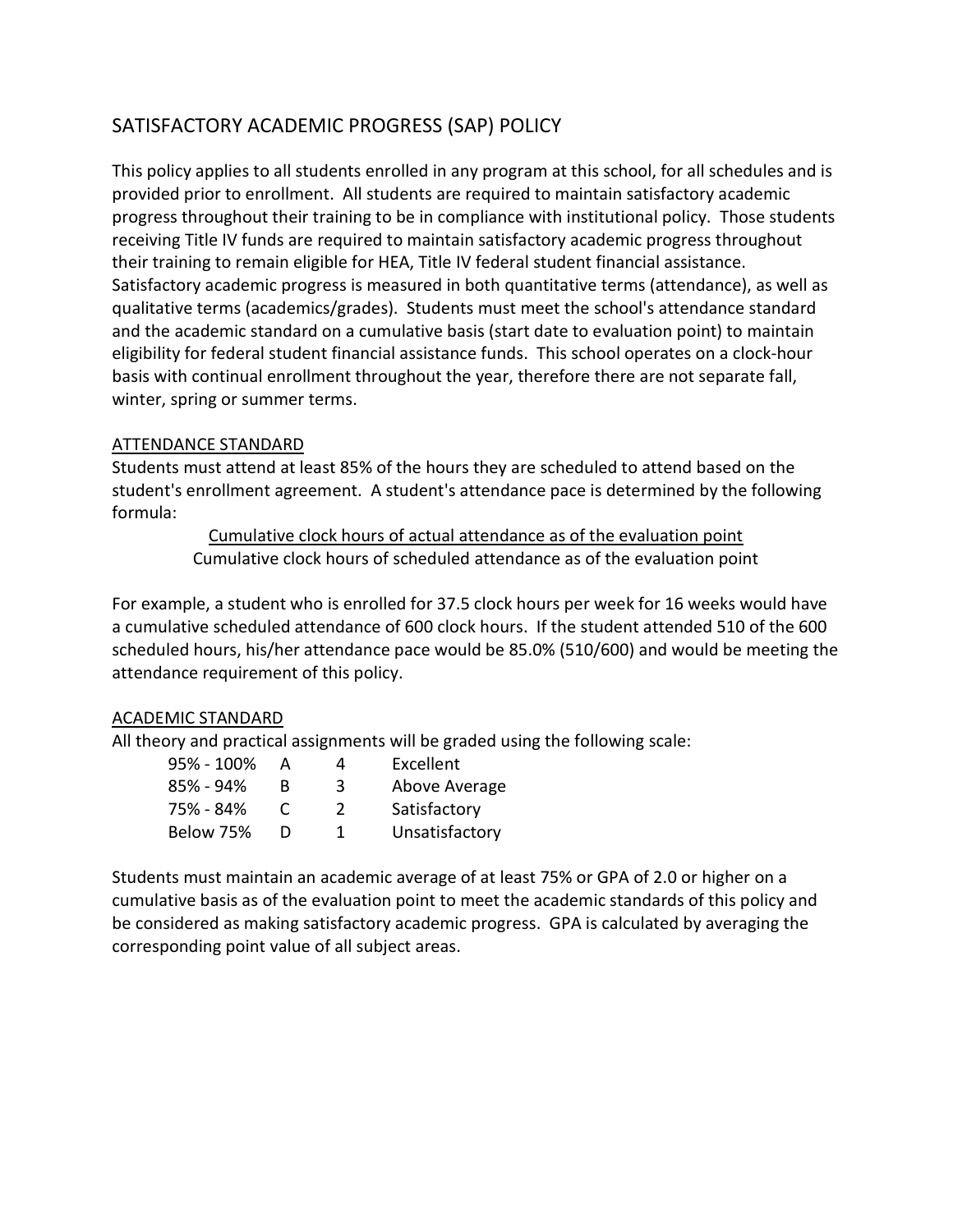# SATISFACTORY ACADEMIC PROGRESS (SAP) POLICY

This policy applies to all students enrolled in any program at this school, for all schedules and is provided prior to enrollment. All students are required to maintain satisfactory academic progress throughout their training to be in compliance with institutional policy. Those students receiving Title IV funds are required to maintain satisfactory academic progress throughout their training to remain eligible for HEA, Title IV federal student financial assistance. Satisfactory academic progress is measured in both quantitative terms (attendance), as well as qualitative terms (academics/grades). Students must meet the school's attendance standard and the academic standard on a cumulative basis (start date to evaluation point) to maintain eligibility for federal student financial assistance funds. This school operates on a clock-hour basis with continual enrollment throughout the year, therefore there are not separate fall, winter, spring or summer terms.

## ATTENDANCE STANDARD

Students must attend at least 85% of the hours they are scheduled to attend based on the student's enrollment agreement. A student's attendance pace is determined by the following formula:

$$\frac{\text{Cumulative clock hours of actual attendance as of the evaluation point}}{\text{Cumulative clock hours of scheduled attendance as of the evaluation point}}$$

For example, a student who is enrolled for 37.5 clock hours per week for 16 weeks would have a cumulative scheduled attendance of 600 clock hours. If the student attended 510 of the 600 scheduled hours, his/her attendance pace would be 85.0% (510/600) and would be meeting the attendance requirement of this policy.

## ACADEMIC STANDARD

All theory and practical assignments will be graded using the following scale:

| | | | |
|---|---|---|---|
| 95% - 100% | A | 4 | Excellent |
| 85% - 94% | B | 3 | Above Average |
| 75% - 84% | C | 2 | Satisfactory |
| Below 75% | D | 1 | Unsatisfactory |

Students must maintain an academic average of at least 75% or GPA of 2.0 or higher on a cumulative basis as of the evaluation point to meet the academic standards of this policy and be considered as making satisfactory academic progress. GPA is calculated by averaging the corresponding point value of all subject areas.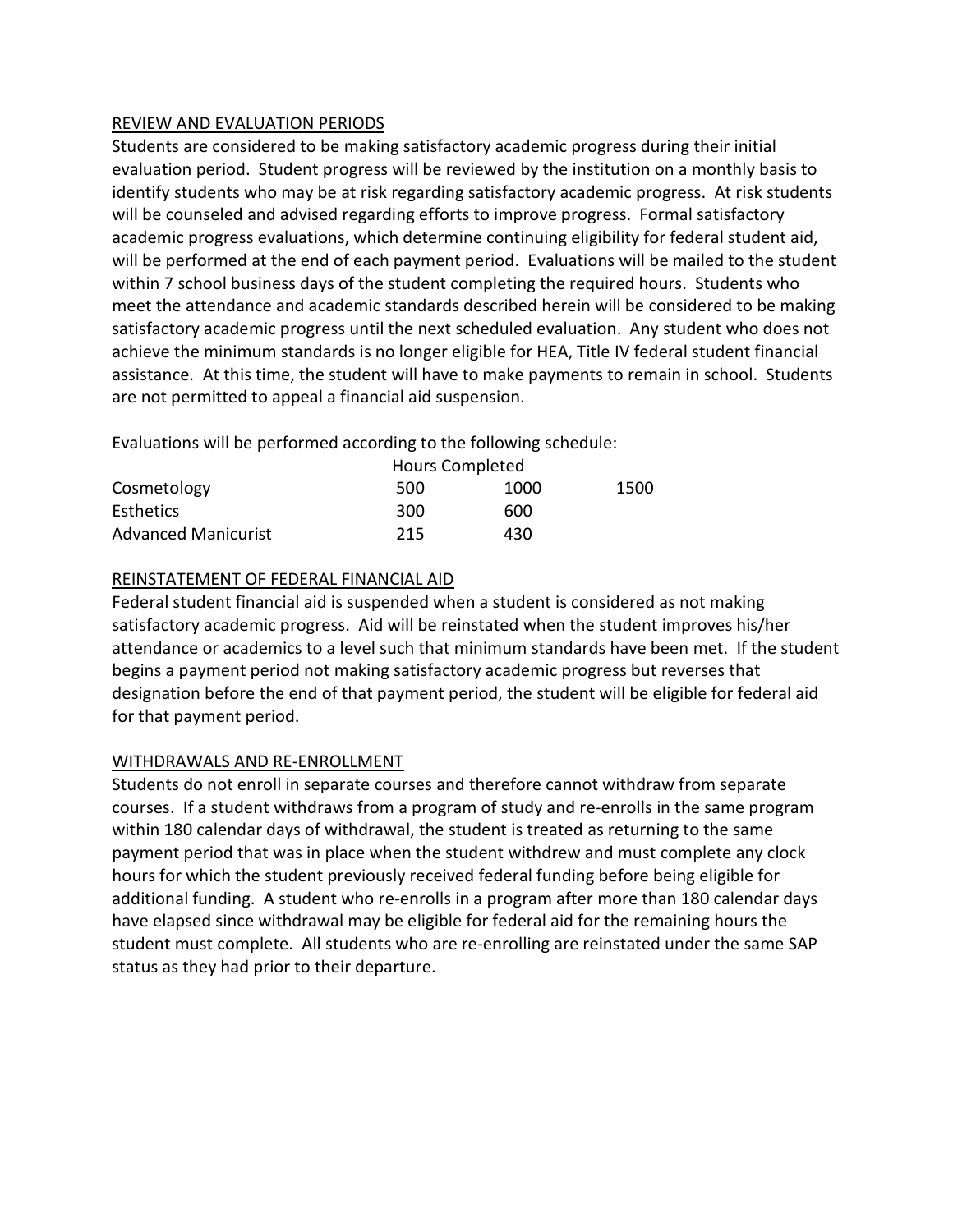## REVIEW AND EVALUATION PERIODS

Students are considered to be making satisfactory academic progress during their initial evaluation period. Student progress will be reviewed by the institution on a monthly basis to identify students who may be at risk regarding satisfactory academic progress. At risk students will be counseled and advised regarding efforts to improve progress. Formal satisfactory academic progress evaluations, which determine continuing eligibility for federal student aid, will be performed at the end of each payment period. Evaluations will be mailed to the student within 7 school business days of the student completing the required hours. Students who meet the attendance and academic standards described herein will be considered to be making satisfactory academic progress until the next scheduled evaluation. Any student who does not achieve the minimum standards is no longer eligible for HEA, Title IV federal student financial assistance. At this time, the student will have to make payments to remain in school. Students are not permitted to appeal a financial aid suspension.

Evaluations will be performed according to the following schedule:

| | Hours Completed | | |
|---|---|---|---|
| Cosmetology | 500 | 1000 | 1500 |
| Esthetics | 300 | 600 | |
| Advanced Manicurist | 215 | 430 | |

## REINSTATEMENT OF FEDERAL FINANCIAL AID

Federal student financial aid is suspended when a student is considered as not making satisfactory academic progress. Aid will be reinstated when the student improves his/her attendance or academics to a level such that minimum standards have been met. If the student begins a payment period not making satisfactory academic progress but reverses that designation before the end of that payment period, the student will be eligible for federal aid for that payment period.

## WITHDRAWALS AND RE-ENROLLMENT

Students do not enroll in separate courses and therefore cannot withdraw from separate courses. If a student withdraws from a program of study and re-enrolls in the same program within 180 calendar days of withdrawal, the student is treated as returning to the same payment period that was in place when the student withdrew and must complete any clock hours for which the student previously received federal funding before being eligible for additional funding. A student who re-enrolls in a program after more than 180 calendar days have elapsed since withdrawal may be eligible for federal aid for the remaining hours the student must complete. All students who are re-enrolling are reinstated under the same SAP status as they had prior to their departure.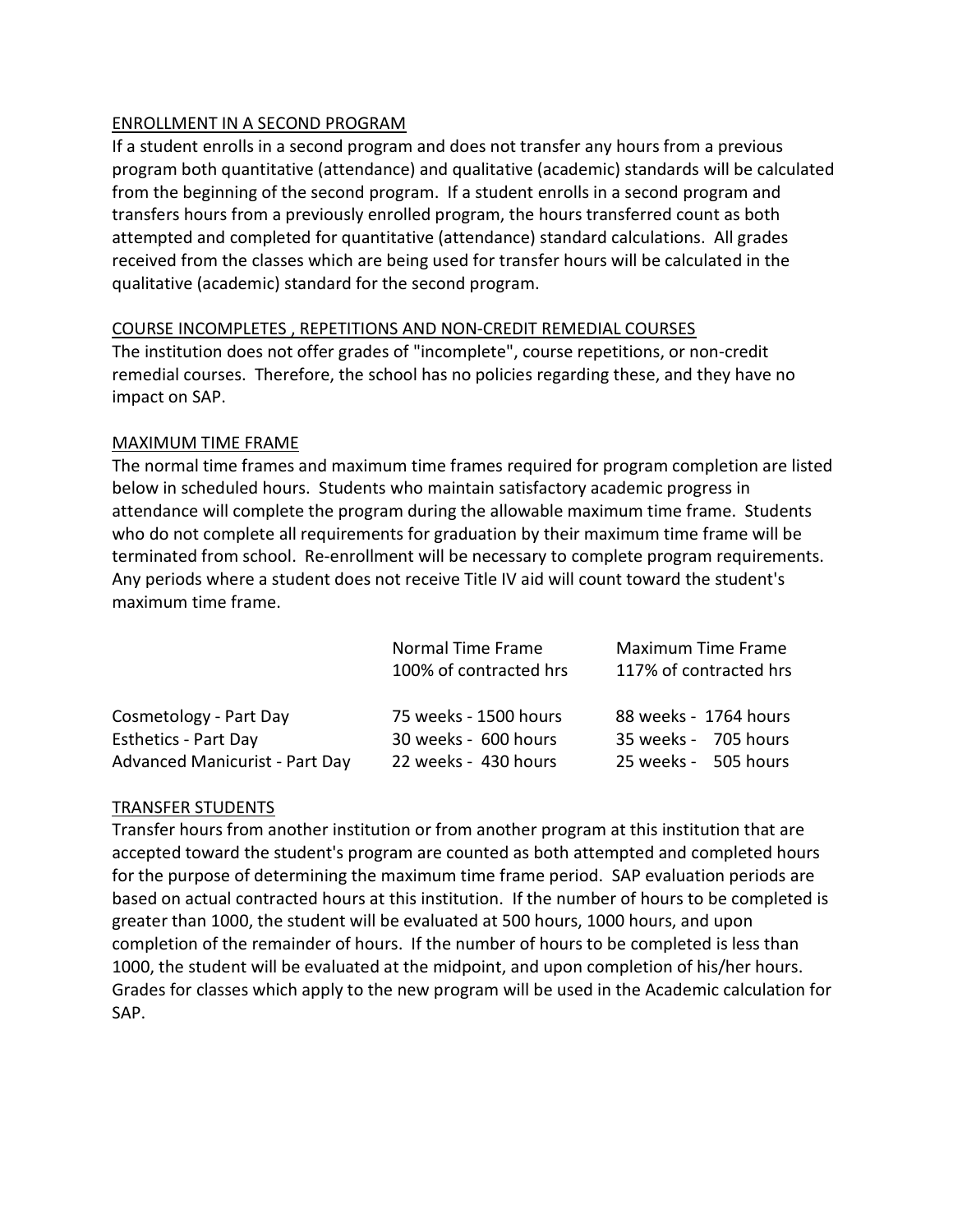## ENROLLMENT IN A SECOND PROGRAM

If a student enrolls in a second program and does not transfer any hours from a previous program both quantitative (attendance) and qualitative (academic) standards will be calculated from the beginning of the second program. If a student enrolls in a second program and transfers hours from a previously enrolled program, the hours transferred count as both attempted and completed for quantitative (attendance) standard calculations. All grades received from the classes which are being used for transfer hours will be calculated in the qualitative (academic) standard for the second program.

## COURSE INCOMPLETES , REPETITIONS AND NON-CREDIT REMEDIAL COURSES

The institution does not offer grades of "incomplete", course repetitions, or non-credit remedial courses. Therefore, the school has no policies regarding these, and they have no impact on SAP.

## MAXIMUM TIME FRAME

The normal time frames and maximum time frames required for program completion are listed below in scheduled hours. Students who maintain satisfactory academic progress in attendance will complete the program during the allowable maximum time frame. Students who do not complete all requirements for graduation by their maximum time frame will be terminated from school. Re-enrollment will be necessary to complete program requirements. Any periods where a student does not receive Title IV aid will count toward the student's maximum time frame.

| | Normal Time Frame 100% of contracted hrs | Maximum Time Frame 117% of contracted hrs |
|---|---|---|
| Cosmetology - Part Day | 75 weeks - 1500 hours | 88 weeks - 1764 hours |
| Esthetics - Part Day | 30 weeks - 600 hours | 35 weeks - 705 hours |
| Advanced Manicurist - Part Day | 22 weeks - 430 hours | 25 weeks - 505 hours |

## TRANSFER STUDENTS

Transfer hours from another institution or from another program at this institution that are accepted toward the student's program are counted as both attempted and completed hours for the purpose of determining the maximum time frame period. SAP evaluation periods are based on actual contracted hours at this institution. If the number of hours to be completed is greater than 1000, the student will be evaluated at 500 hours, 1000 hours, and upon completion of the remainder of hours. If the number of hours to be completed is less than 1000, the student will be evaluated at the midpoint, and upon completion of his/her hours. Grades for classes which apply to the new program will be used in the Academic calculation for SAP.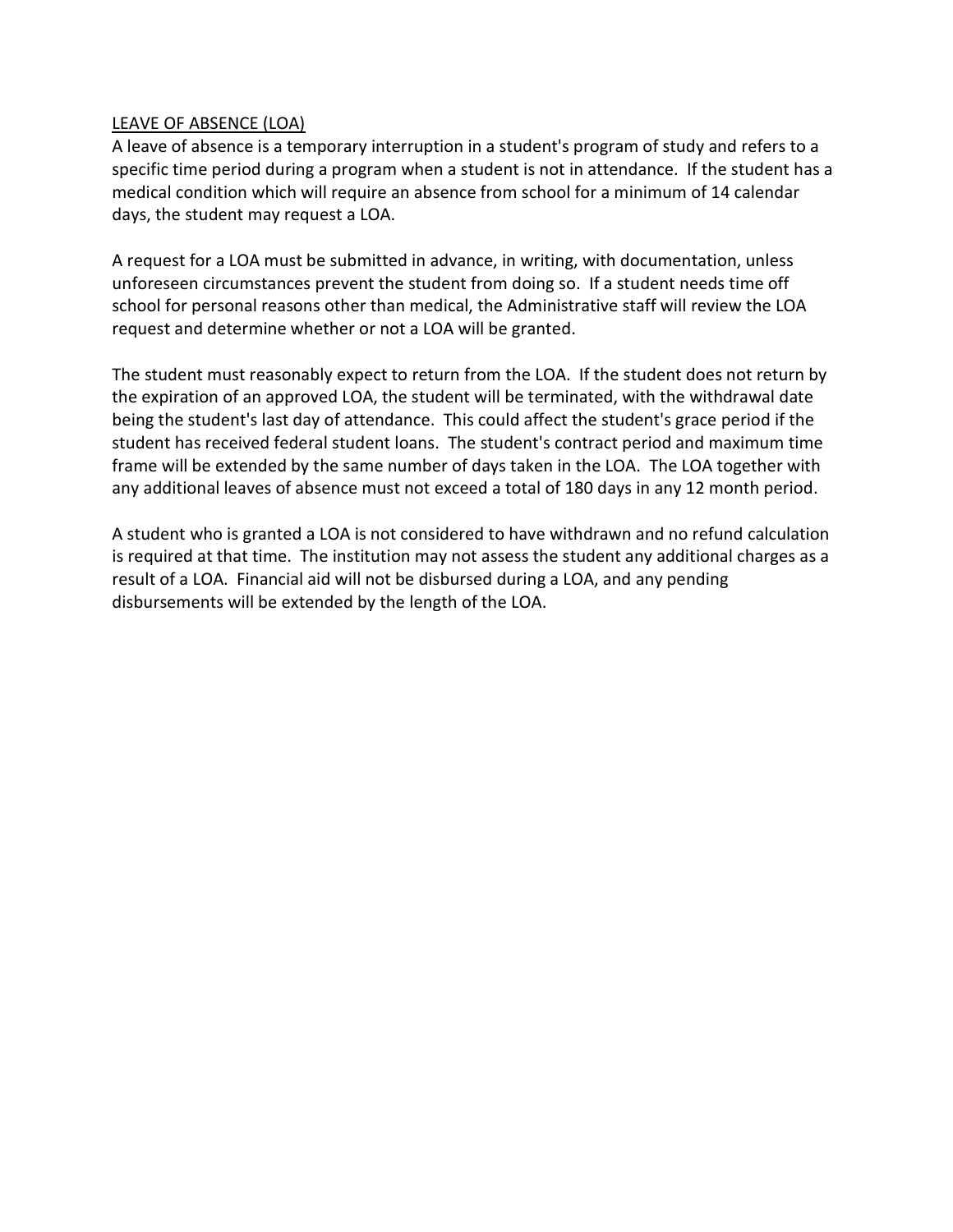## LEAVE OF ABSENCE (LOA)

A leave of absence is a temporary interruption in a student's program of study and refers to a specific time period during a program when a student is not in attendance. If the student has a medical condition which will require an absence from school for a minimum of 14 calendar days, the student may request a LOA.

A request for a LOA must be submitted in advance, in writing, with documentation, unless unforeseen circumstances prevent the student from doing so. If a student needs time off school for personal reasons other than medical, the Administrative staff will review the LOA request and determine whether or not a LOA will be granted.

The student must reasonably expect to return from the LOA. If the student does not return by the expiration of an approved LOA, the student will be terminated, with the withdrawal date being the student's last day of attendance. This could affect the student's grace period if the student has received federal student loans. The student's contract period and maximum time frame will be extended by the same number of days taken in the LOA. The LOA together with any additional leaves of absence must not exceed a total of 180 days in any 12 month period.

A student who is granted a LOA is not considered to have withdrawn and no refund calculation is required at that time. The institution may not assess the student any additional charges as a result of a LOA. Financial aid will not be disbursed during a LOA, and any pending disbursements will be extended by the length of the LOA.